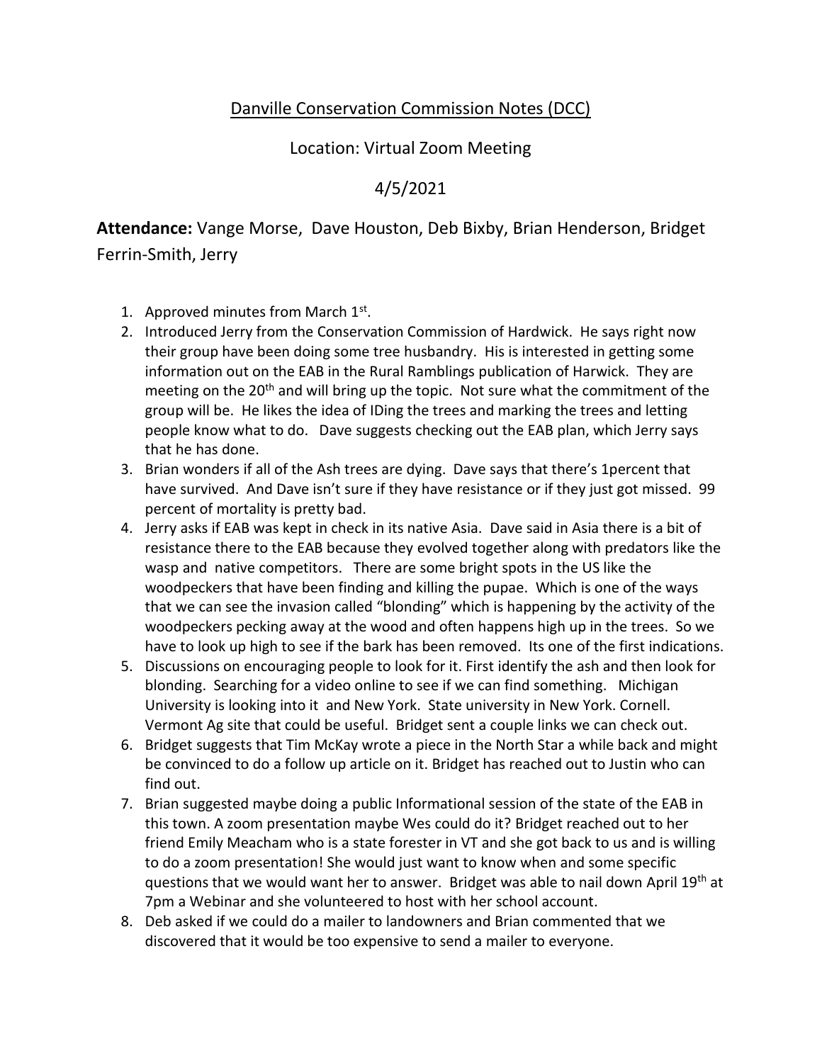# Danville Conservation Commission Notes (DCC)

Location: Virtual Zoom Meeting

4/5/2021

**Attendance:** Vange Morse, Dave Houston, Deb Bixby, Brian Henderson, Bridget Ferrin-Smith, Jerry

1. Approved minutes from March 1st.
2. Introduced Jerry from the Conservation Commission of Hardwick. He says right now their group have been doing some tree husbandry. His is interested in getting some information out on the EAB in the Rural Ramblings publication of Harwick. They are meeting on the 20th and will bring up the topic. Not sure what the commitment of the group will be. He likes the idea of IDing the trees and marking the trees and letting people know what to do. Dave suggests checking out the EAB plan, which Jerry says that he has done.
3. Brian wonders if all of the Ash trees are dying. Dave says that there's 1percent that have survived. And Dave isn't sure if they have resistance or if they just got missed. 99 percent of mortality is pretty bad.
4. Jerry asks if EAB was kept in check in its native Asia. Dave said in Asia there is a bit of resistance there to the EAB because they evolved together along with predators like the wasp and native competitors. There are some bright spots in the US like the woodpeckers that have been finding and killing the pupae. Which is one of the ways that we can see the invasion called "blonding" which is happening by the activity of the woodpeckers pecking away at the wood and often happens high up in the trees. So we have to look up high to see if the bark has been removed. Its one of the first indications.
5. Discussions on encouraging people to look for it. First identify the ash and then look for blonding. Searching for a video online to see if we can find something. Michigan University is looking into it and New York. State university in New York. Cornell. Vermont Ag site that could be useful. Bridget sent a couple links we can check out.
6. Bridget suggests that Tim McKay wrote a piece in the North Star a while back and might be convinced to do a follow up article on it. Bridget has reached out to Justin who can find out.
7. Brian suggested maybe doing a public Informational session of the state of the EAB in this town. A zoom presentation maybe Wes could do it? Bridget reached out to her friend Emily Meacham who is a state forester in VT and she got back to us and is willing to do a zoom presentation! She would just want to know when and some specific questions that we would want her to answer. Bridget was able to nail down April 19th at 7pm a Webinar and she volunteered to host with her school account.
8. Deb asked if we could do a mailer to landowners and Brian commented that we discovered that it would be too expensive to send a mailer to everyone.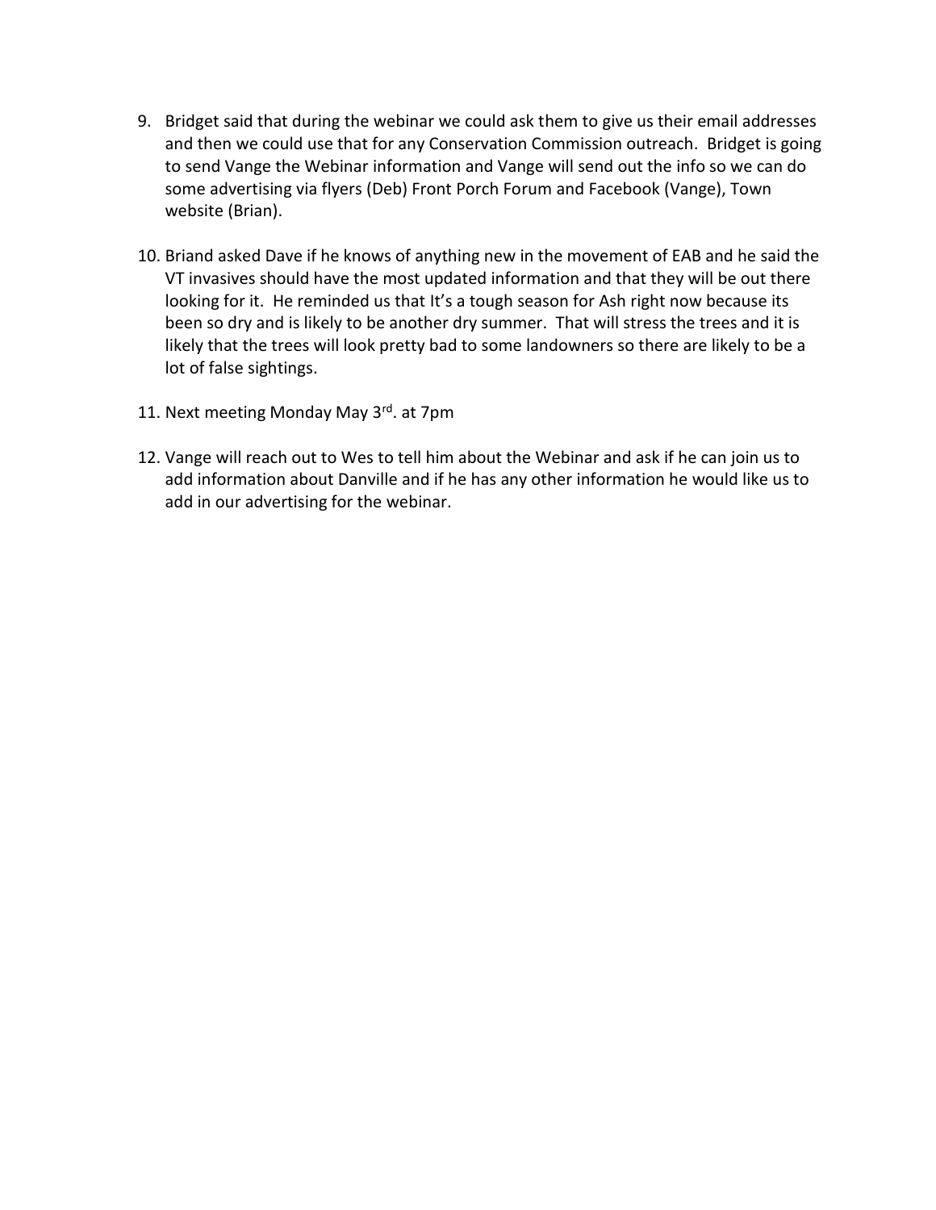9. Bridget said that during the webinar we could ask them to give us their email addresses and then we could use that for any Conservation Commission outreach. Bridget is going to send Vange the Webinar information and Vange will send out the info so we can do some advertising via flyers (Deb) Front Porch Forum and Facebook (Vange), Town website (Brian).

10. Briand asked Dave if he knows of anything new in the movement of EAB and he said the VT invasives should have the most updated information and that they will be out there looking for it. He reminded us that It's a tough season for Ash right now because its been so dry and is likely to be another dry summer. That will stress the trees and it is likely that the trees will look pretty bad to some landowners so there are likely to be a lot of false sightings.

11. Next meeting Monday May 3rd. at 7pm

12. Vange will reach out to Wes to tell him about the Webinar and ask if he can join us to add information about Danville and if he has any other information he would like us to add in our advertising for the webinar.